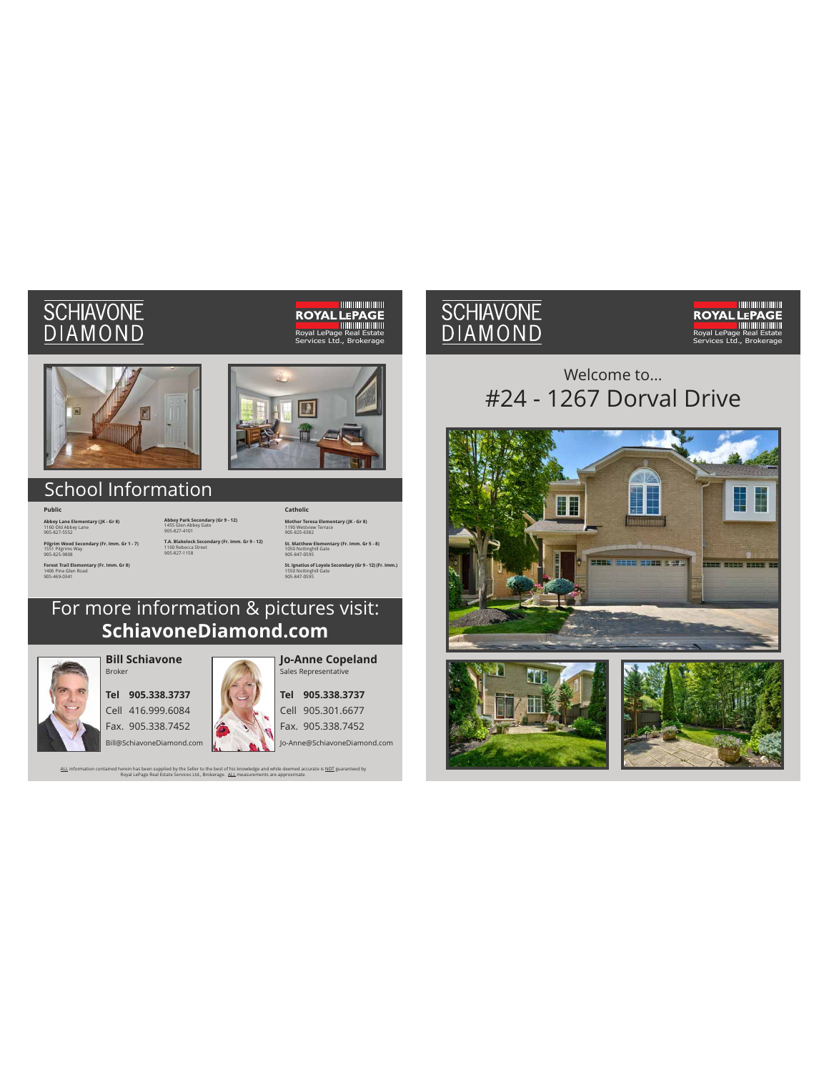SCHIAVONE DIAMOND

ROYAL LEPAGE
Royal LePage Real Estate Services Ltd., Brokerage

## School Information

**Public**

**Abbey Lane Elementary (JK - Gr 8)**
1160 Old Abbey Lane
905-827-5552

**Pilgrim Wood Secondary (Fr. Imm. Gr 1 - 7)**
1551 Pilgrims Way
905-825-9808

**Forest Trail Elementary (Fr. Imm. Gr 8)**
1406 Pine Glen Road
905-469-0341

**Abbey Park Secondary (Gr 9 - 12)**
1455 Glen Abbey Gate
905-827-4101

**T.A. Blakelock Secondary (Fr. Imm. Gr 9 - 12)**
1160 Rebecca Street
905-827-1158

**Catholic**

**Mother Teresa Elementary (JK - Gr 8)**
1190 Westview Terrace
905-825-6382

**St. Matthew Elementary (Fr. Imm. Gr 5 - 8)**
1050 Nottinghill Gate
905-847-0595

**St. Ignatius of Loyola Secondary (Gr 9 - 12) (Fr. Imm.)**
1550 Nottinghill Gate
905-847-0595

## For more information & pictures visit: **SchiavoneDiamond.com**

**Bill Schiavone**
Broker

**Tel 905.338.3737**
Cell 416.999.6084
Fax. 905.338.7452
Bill@SchiavoneDiamond.com

**Jo-Anne Copeland**
Sales Representative

**Tel 905.338.3737**
Cell 905.301.6677
Fax. 905.338.7452
Jo-Anne@SchiavoneDiamond.com

ALL information contained herein has been supplied by the Seller to the best of his knowledge and while deemed accurate is NOT guaranteed by Royal LePage Real Estate Services Ltd., Brokerage. ALL measurements are approximate.

SCHIAVONE DIAMOND

ROYAL LEPAGE
Royal LePage Real Estate Services Ltd., Brokerage

Welcome to...

# #24 - 1267 Dorval Drive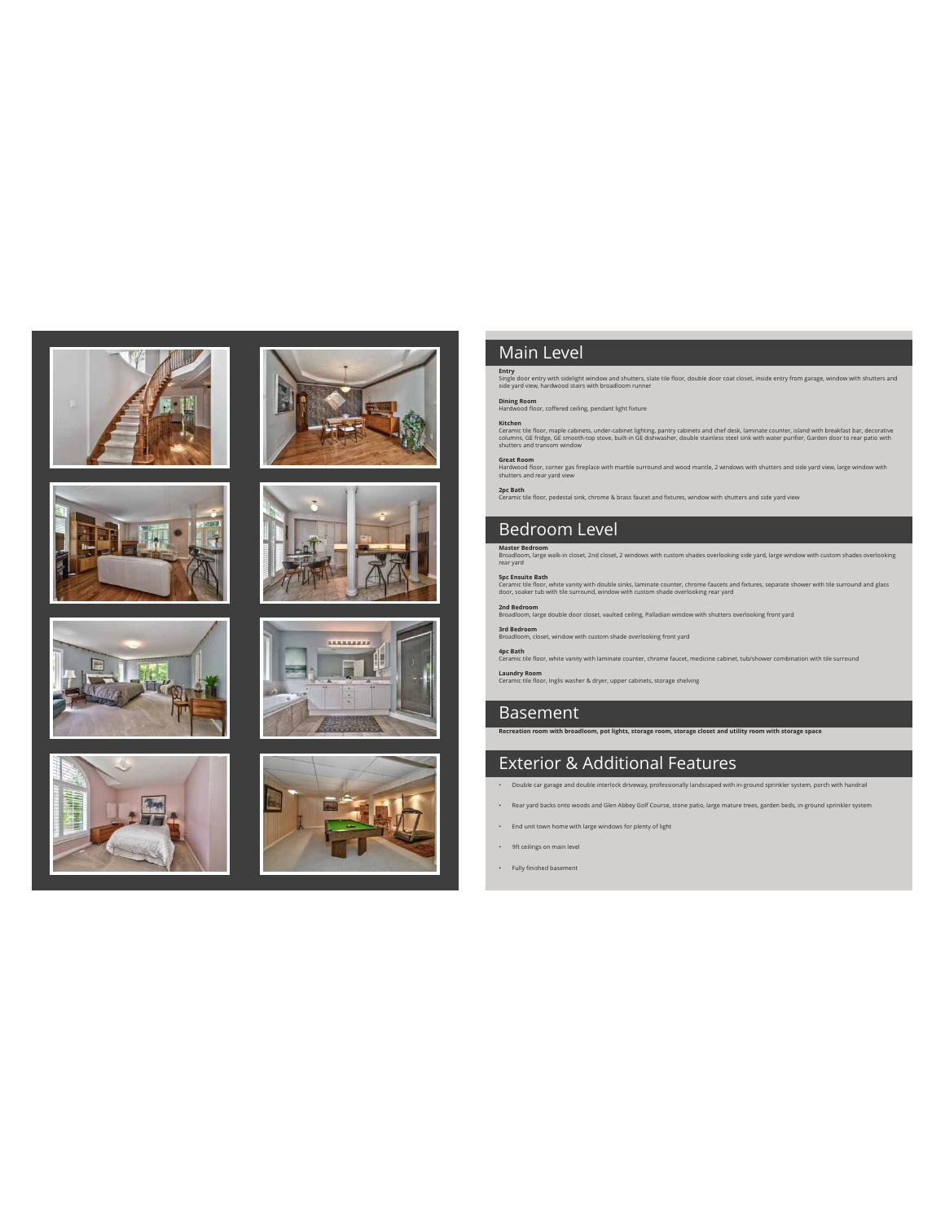## Main Level

**Entry**
Single door entry with sidelight window and shutters, slate tile floor, double door coat closet, inside entry from garage, window with shutters and side yard view, hardwood stairs with broadloom runner

**Dining Room**
Hardwood floor, coffered ceiling, pendant light fixture

**Kitchen**
Ceramic tile floor, maple cabinets, under-cabinet lighting, pantry cabinets and chef desk, laminate counter, island with breakfast bar, decorative columns, GE fridge, GE smooth-top stove, built-in GE dishwasher, double stainless steel sink with water purifier, Garden door to rear patio with shutters and transom window

**Great Room**
Hardwood floor, corner gas fireplace with marble surround and wood mantle, 2 windows with shutters and side yard view, large window with shutters and rear yard view

**2pc Bath**
Ceramic tile floor, pedestal sink, chrome & brass faucet and fixtures, window with shutters and side yard view

## Bedroom Level

**Master Bedroom**
Broadloom, large walk-in closet, 2nd closet, 2 windows with custom shades overlooking side yard, large window with custom shades overlooking rear yard

**5pc Ensuite Bath**
Ceramic tile floor, white vanity with double sinks, laminate counter, chrome faucets and fixtures, separate shower with tile surround and glass door, soaker tub with tile surround, window with custom shade overlooking rear yard

**2nd Bedroom**
Broadloom, large double door closet, vaulted ceiling, Palladian window with shutters overlooking front yard

**3rd Bedroom**
Broadloom, closet, window with custom shade overlooking front yard

**4pc Bath**
Ceramic tile floor, white vanity with laminate counter, chrome faucet, medicine cabinet, tub/shower combination with tile surround

**Laundry Room**
Ceramic tile floor, Inglis washer & dryer, upper cabinets, storage shelving

## Basement

**Recreation room with broadloom, pot lights, storage room, storage closet and utility room with storage space**

## Exterior & Additional Features

- Double car garage and double interlock driveway, professionally landscaped with in-ground sprinkler system, porch with handrail
- Rear yard backs onto woods and Glen Abbey Golf Course, stone patio, large mature trees, garden beds, in-ground sprinkler system
- End unit town home with large windows for plenty of light
- 9ft ceilings on main level
- Fully finished basement